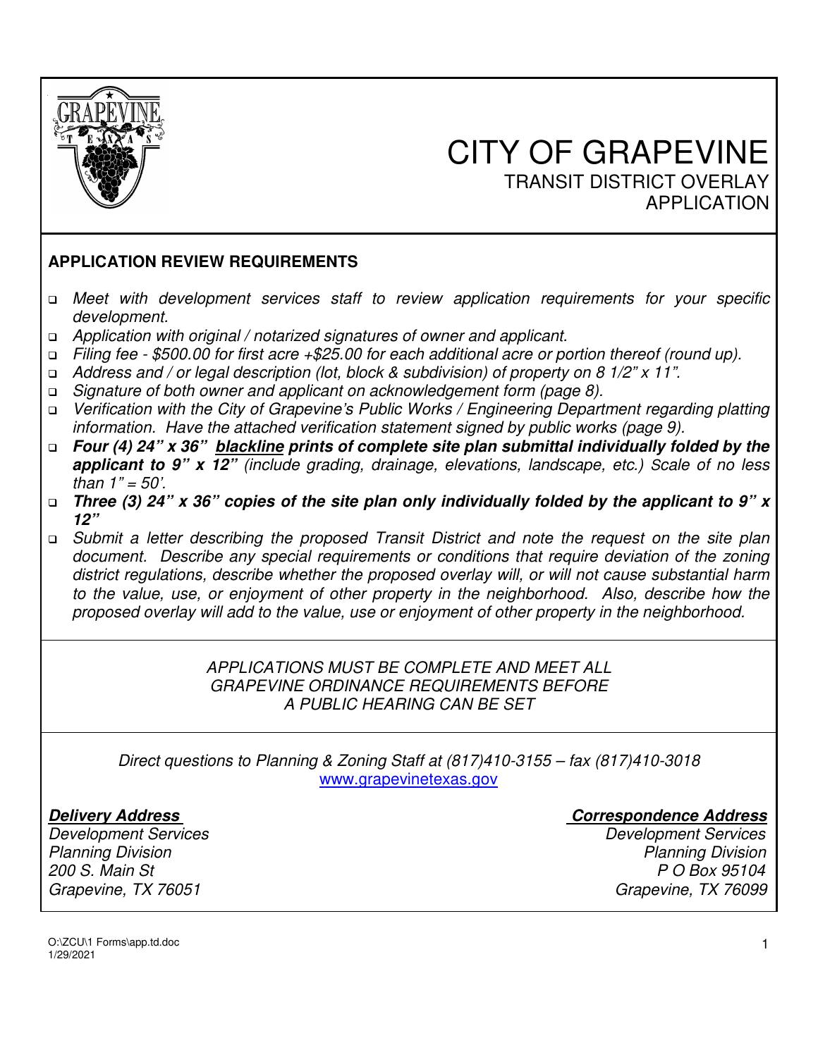# CITY OF GRAPEVINE
## TRANSIT DISTRICT OVERLAY APPLICATION

### APPLICATION REVIEW REQUIREMENTS

- *Meet with development services staff to review application requirements for your specific development.*
- *Application with original / notarized signatures of owner and applicant.*
- *Filing fee - $500.00 for first acre +$25.00 for each additional acre or portion thereof (round up).*
- *Address and / or legal description (lot, block & subdivision) of property on 8 1/2" x 11".*
- *Signature of both owner and applicant on acknowledgement form (page 8).*
- *Verification with the City of Grapevine's Public Works / Engineering Department regarding platting information. Have the attached verification statement signed by public works (page 9).*
- ***Four (4) 24" x 36" <u>blackline</u> prints of complete site plan submittal individually folded by the applicant to 9" x 12"** (include grading, drainage, elevations, landscape, etc.) Scale of no less than 1" = 50'.*
- ***Three (3) 24" x 36" copies of the site plan only individually folded by the applicant to 9" x 12"***
- *Submit a letter describing the proposed Transit District and note the request on the site plan document. Describe any special requirements or conditions that require deviation of the zoning district regulations, describe whether the proposed overlay will, or will not cause substantial harm to the value, use, or enjoyment of other property in the neighborhood. Also, describe how the proposed overlay will add to the value, use or enjoyment of other property in the neighborhood.*

*APPLICATIONS MUST BE COMPLETE AND MEET ALL GRAPEVINE ORDINANCE REQUIREMENTS BEFORE A PUBLIC HEARING CAN BE SET*

*Direct questions to Planning & Zoning Staff at (817)410-3155 – fax (817)410-3018*
www.grapevinetexas.gov

***Delivery Address***
*Development Services*
*Planning Division*
*200 S. Main St*
*Grapevine, TX 76051*

***Correspondence Address***
*Development Services*
*Planning Division*
*P O Box 95104*
*Grapevine, TX 76099*

O:\ZCU\1 Forms\app.td.doc
1/29/2021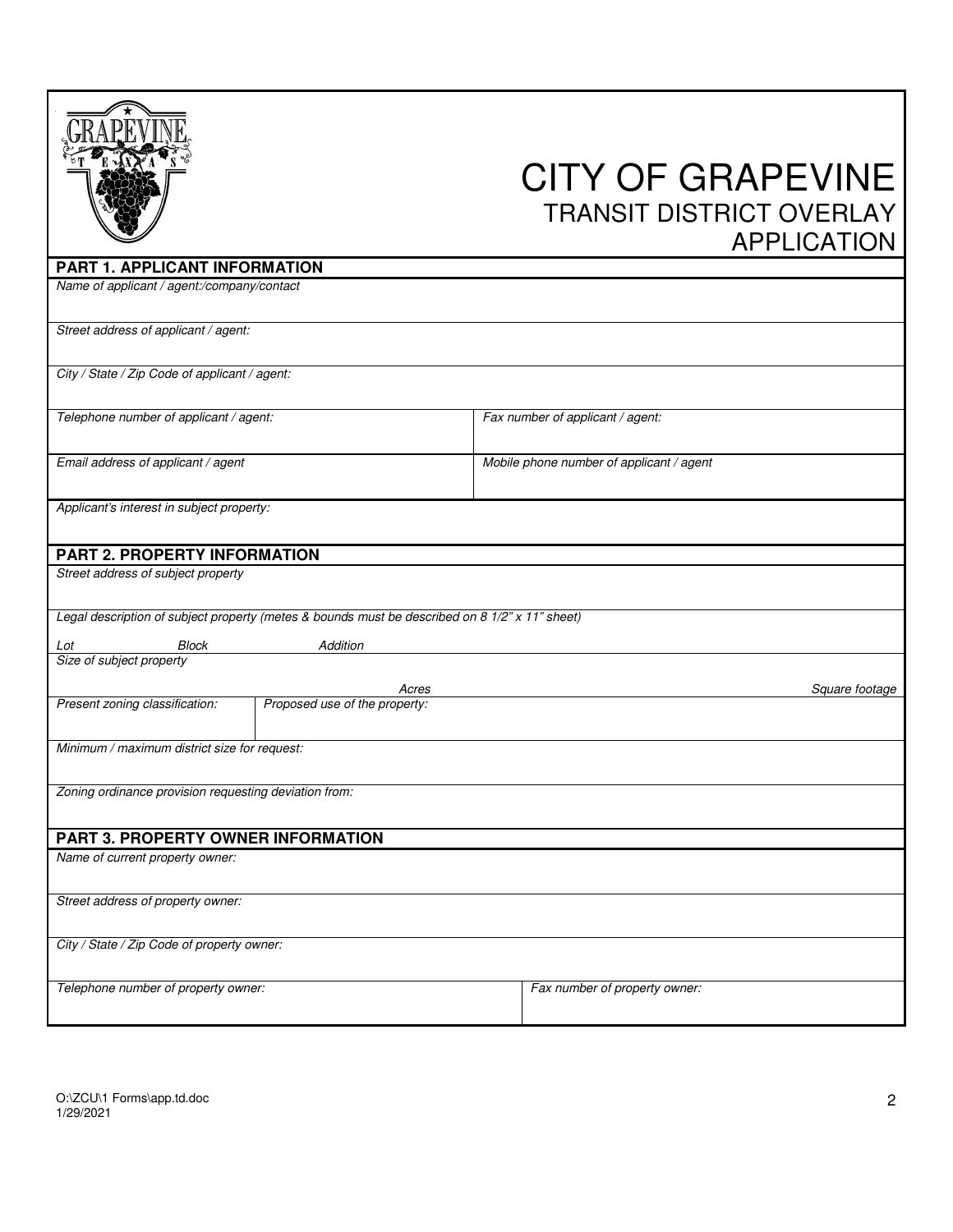# CITY OF GRAPEVINE
## TRANSIT DISTRICT OVERLAY APPLICATION

### PART 1. APPLICANT INFORMATION

| | |
|---|---|
| *Name of applicant / agent:/company/contact* | |
| *Street address of applicant / agent:* | |
| *City / State / Zip Code of applicant / agent:* | |
| *Telephone number of applicant / agent:* | *Fax number of applicant / agent:* |
| *Email address of applicant / agent* | *Mobile phone number of applicant / agent* |
| *Applicant's interest in subject property:* | |

### PART 2. PROPERTY INFORMATION

| | |
|---|---|
| *Street address of subject property* | |
| *Legal description of subject property (metes & bounds must be described on 8 1/2" x 11" sheet)* | |
| *Lot* *Block* *Addition* | |
| *Size of subject property* *Acres* | *Square footage* |
| *Present zoning classification:* | *Proposed use of the property:* |
| *Minimum / maximum district size for request:* | |
| *Zoning ordinance provision requesting deviation from:* | |

### PART 3. PROPERTY OWNER INFORMATION

| | |
|---|---|
| *Name of current property owner:* | |
| *Street address of property owner:* | |
| *City / State / Zip Code of property owner:* | |
| *Telephone number of property owner:* | *Fax number of property owner:* |

O:\ZCU\1 Forms\app.td.doc
1/29/2021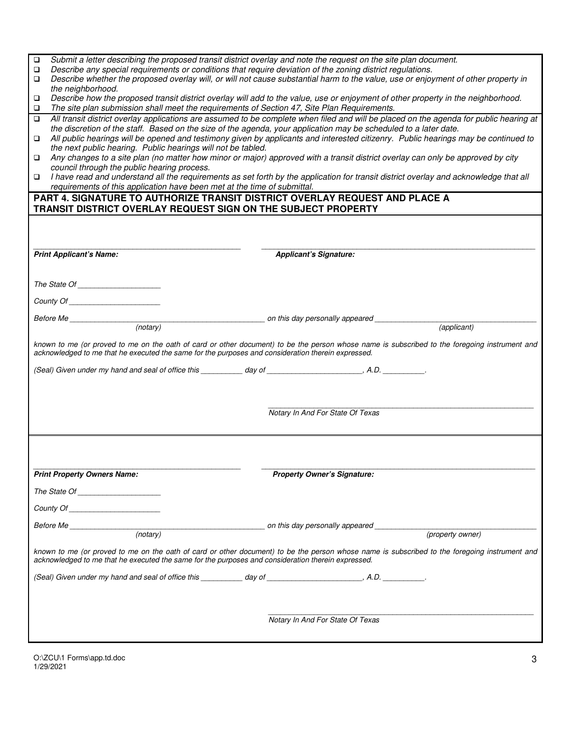- ☐ *Submit a letter describing the proposed transit district overlay and note the request on the site plan document.*
- ☐ *Describe any special requirements or conditions that require deviation of the zoning district regulations.*
- ☐ *Describe whether the proposed overlay will, or will not cause substantial harm to the value, use or enjoyment of other property in the neighborhood.*
- ☐ *Describe how the proposed transit district overlay will add to the value, use or enjoyment of other property in the neighborhood.*
- ☐ *The site plan submission shall meet the requirements of Section 47, Site Plan Requirements.*

- ☐ *All transit district overlay applications are assumed to be complete when filed and will be placed on the agenda for public hearing at the discretion of the staff. Based on the size of the agenda, your application may be scheduled to a later date.*
- ☐ *All public hearings will be opened and testimony given by applicants and interested citizenry. Public hearings may be continued to the next public hearing. Public hearings will not be tabled.*
- ☐ *Any changes to a site plan (no matter how minor or major) approved with a transit district overlay can only be approved by city council through the public hearing process.*
- ☐ *I have read and understand all the requirements as set forth by the application for transit district overlay and acknowledge that all requirements of this application have been met at the time of submittal.*

## PART 4. SIGNATURE TO AUTHORIZE TRANSIT DISTRICT OVERLAY REQUEST AND PLACE A TRANSIT DISTRICT OVERLAY REQUEST SIGN ON THE SUBJECT PROPERTY

______________________________ ______________________________

***Print Applicant's Name:*** ***Applicant's Signature:***

*The State Of* ____________________

*County Of* ______________________

*Before Me* ______________________ *on this day personally appeared* ______________________
*(notary)* *(applicant)*

*known to me (or proved to me on the oath of card or other document) to be the person whose name is subscribed to the foregoing instrument and acknowledged to me that he executed the same for the purposes and consideration therein expressed.*

*(Seal) Given under my hand and seal of office this* __________ *day of* ______________________*, A.D.* __________.

______________________________

*Notary In And For State Of Texas*

---

______________________________ ______________________________

***Print Property Owners Name:*** ***Property Owner's Signature:***

*The State Of* ____________________

*County Of* ______________________

*Before Me* ______________________ *on this day personally appeared* ______________________
*(notary)* *(property owner)*

*known to me (or proved to me on the oath of card or other document) to be the person whose name is subscribed to the foregoing instrument and acknowledged to me that he executed the same for the purposes and consideration therein expressed.*

*(Seal) Given under my hand and seal of office this* __________ *day of* ______________________*, A.D.* __________.

______________________________

*Notary In And For State Of Texas*

O:\ZCU\1 Forms\app.td.doc
1/29/2021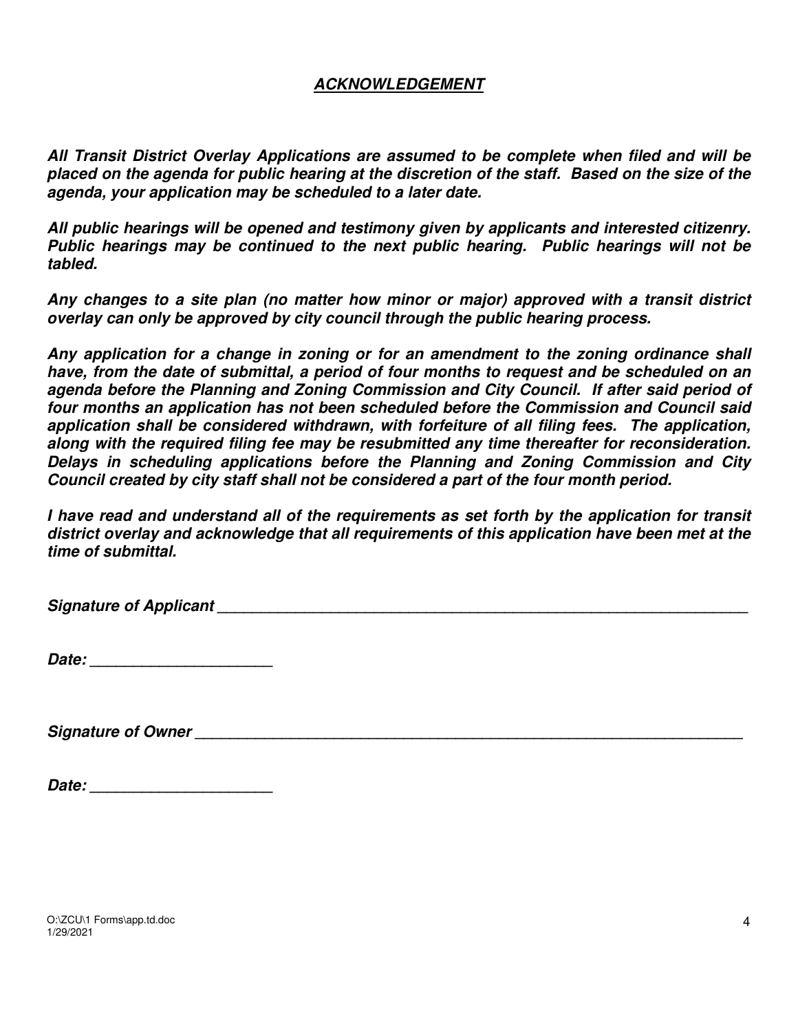## ***ACKNOWLEDGEMENT***

***All Transit District Overlay Applications are assumed to be complete when filed and will be placed on the agenda for public hearing at the discretion of the staff. Based on the size of the agenda, your application may be scheduled to a later date.***

***All public hearings will be opened and testimony given by applicants and interested citizenry. Public hearings may be continued to the next public hearing. Public hearings will not be tabled.***

***Any changes to a site plan (no matter how minor or major) approved with a transit district overlay can only be approved by city council through the public hearing process.***

***Any application for a change in zoning or for an amendment to the zoning ordinance shall have, from the date of submittal, a period of four months to request and be scheduled on an agenda before the Planning and Zoning Commission and City Council. If after said period of four months an application has not been scheduled before the Commission and Council said application shall be considered withdrawn, with forfeiture of all filing fees. The application, along with the required filing fee may be resubmitted any time thereafter for reconsideration. Delays in scheduling applications before the Planning and Zoning Commission and City Council created by city staff shall not be considered a part of the four month period.***

***I have read and understand all of the requirements as set forth by the application for transit district overlay and acknowledge that all requirements of this application have been met at the time of submittal.***

***Signature of Applicant*** ______________________________________________________________

***Date:*** ______________________

***Signature of Owner*** _______________________________________________________________

***Date:*** ______________________

O:\ZCU\1 Forms\app.td.doc
1/29/2021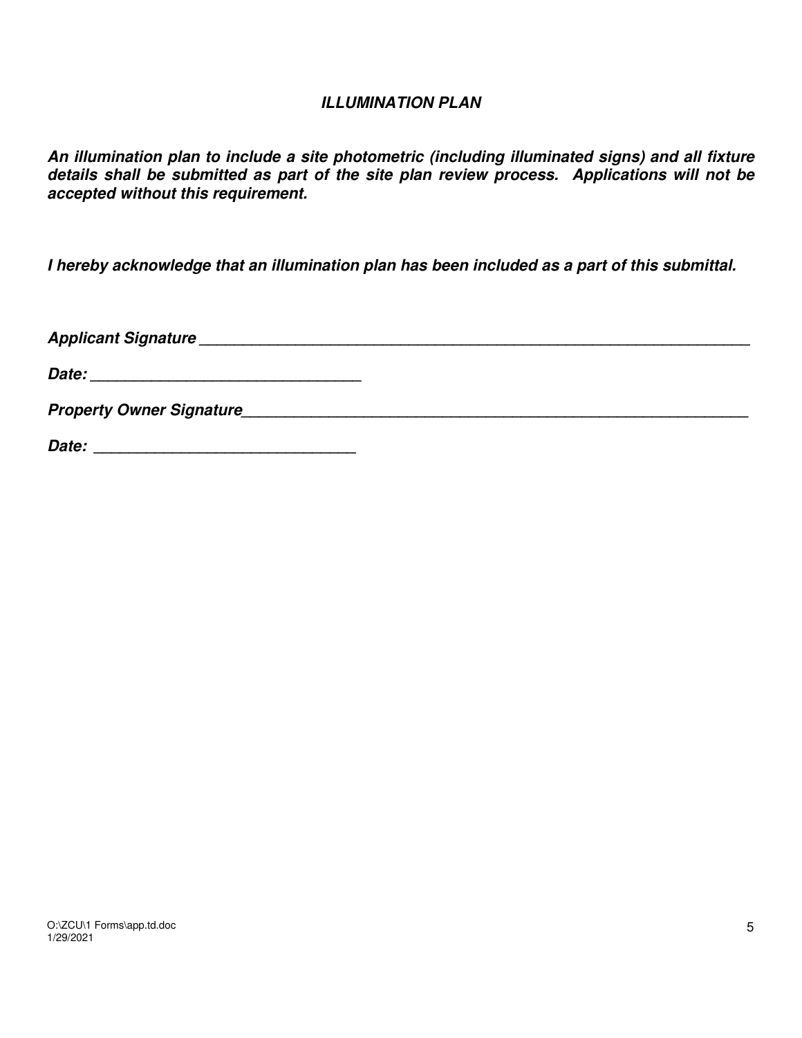## *ILLUMINATION PLAN*

***An illumination plan to include a site photometric (including illuminated signs) and all fixture details shall be submitted as part of the site plan review process. Applications will not be accepted without this requirement.***

***I hereby acknowledge that an illumination plan has been included as a part of this submittal.***

***Applicant Signature*** ________________________________________________________________

***Date:*** ______________________________

***Property Owner Signature***________________________________________________________

***Date:*** ______________________________

O:\ZCU\1 Forms\app.td.doc
1/29/2021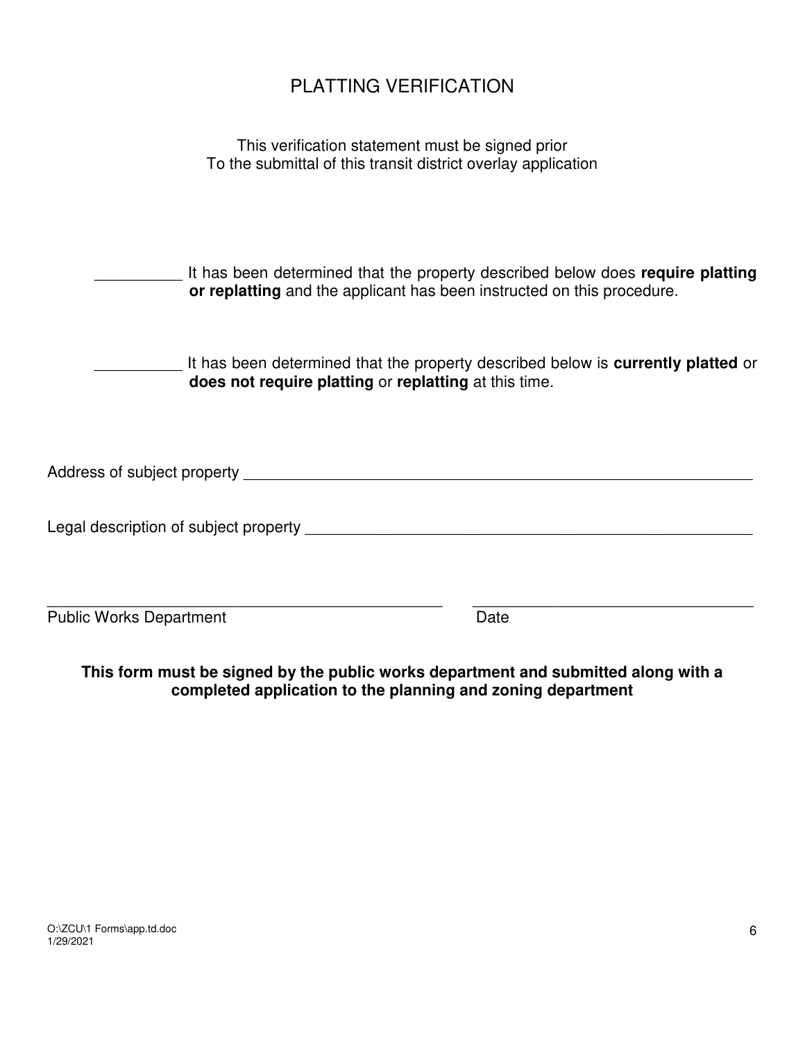# PLATTING VERIFICATION

This verification statement must be signed prior
To the submittal of this transit district overlay application

__________ It has been determined that the property described below does **require platting or replatting** and the applicant has been instructed on this procedure.

__________ It has been determined that the property described below is **currently platted** or **does not require platting** or **replatting** at this time.

Address of subject property ____________________________________________________________

Legal description of subject property ______________________________________________________

_______________________________________________ ________________________________
Public Works Department Date

**This form must be signed by the public works department and submitted along with a completed application to the planning and zoning department**

O:\ZCU\1 Forms\app.td.doc
1/29/2021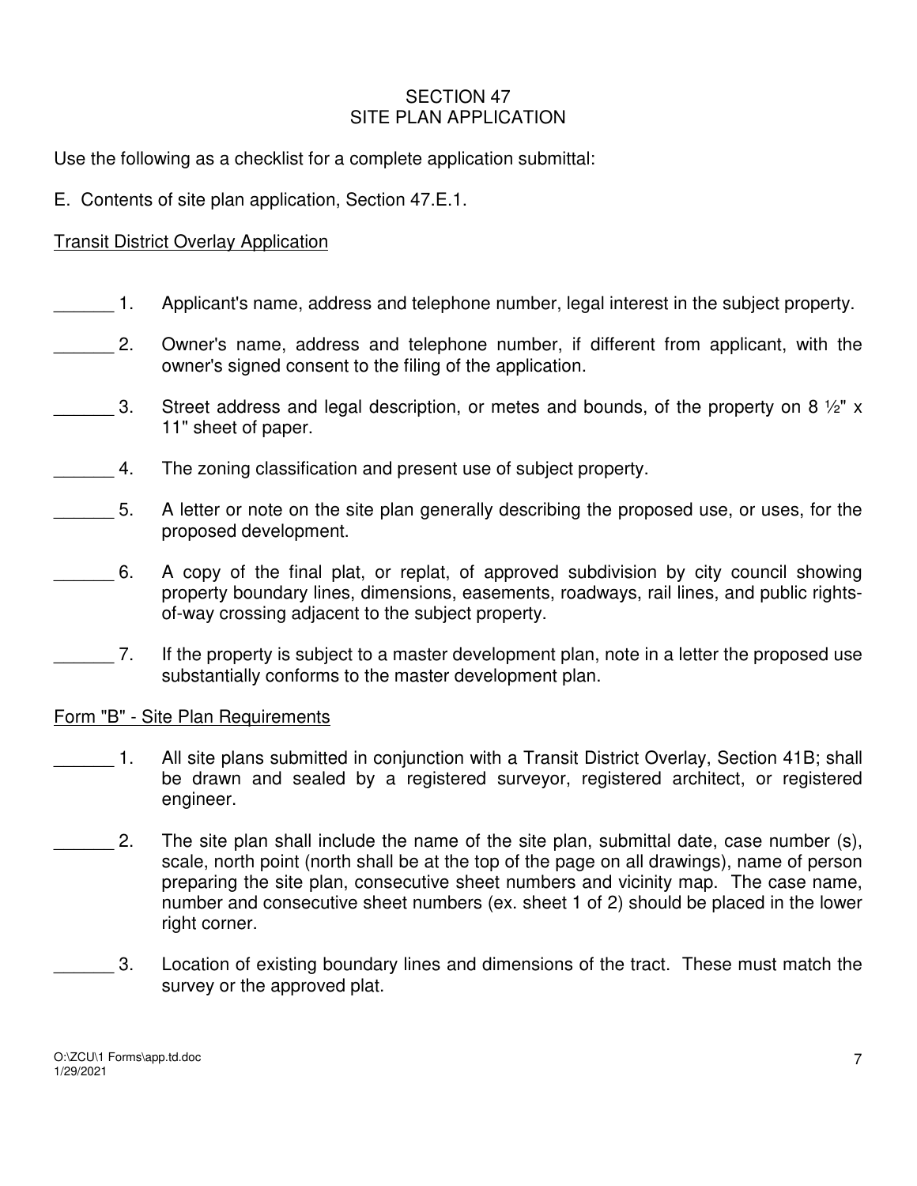# SECTION 47
# SITE PLAN APPLICATION

Use the following as a checklist for a complete application submittal:

E. Contents of site plan application, Section 47.E.1.

Transit District Overlay Application

______ 1. Applicant's name, address and telephone number, legal interest in the subject property.

______ 2. Owner's name, address and telephone number, if different from applicant, with the owner's signed consent to the filing of the application.

______ 3. Street address and legal description, or metes and bounds, of the property on 8 ½" x 11" sheet of paper.

______ 4. The zoning classification and present use of subject property.

______ 5. A letter or note on the site plan generally describing the proposed use, or uses, for the proposed development.

______ 6. A copy of the final plat, or replat, of approved subdivision by city council showing property boundary lines, dimensions, easements, roadways, rail lines, and public rights-of-way crossing adjacent to the subject property.

______ 7. If the property is subject to a master development plan, note in a letter the proposed use substantially conforms to the master development plan.

Form "B" - Site Plan Requirements

______ 1. All site plans submitted in conjunction with a Transit District Overlay, Section 41B; shall be drawn and sealed by a registered surveyor, registered architect, or registered engineer.

______ 2. The site plan shall include the name of the site plan, submittal date, case number (s), scale, north point (north shall be at the top of the page on all drawings), name of person preparing the site plan, consecutive sheet numbers and vicinity map. The case name, number and consecutive sheet numbers (ex. sheet 1 of 2) should be placed in the lower right corner.

______ 3. Location of existing boundary lines and dimensions of the tract. These must match the survey or the approved plat.

O:\ZCU\1 Forms\app.td.doc
1/29/2021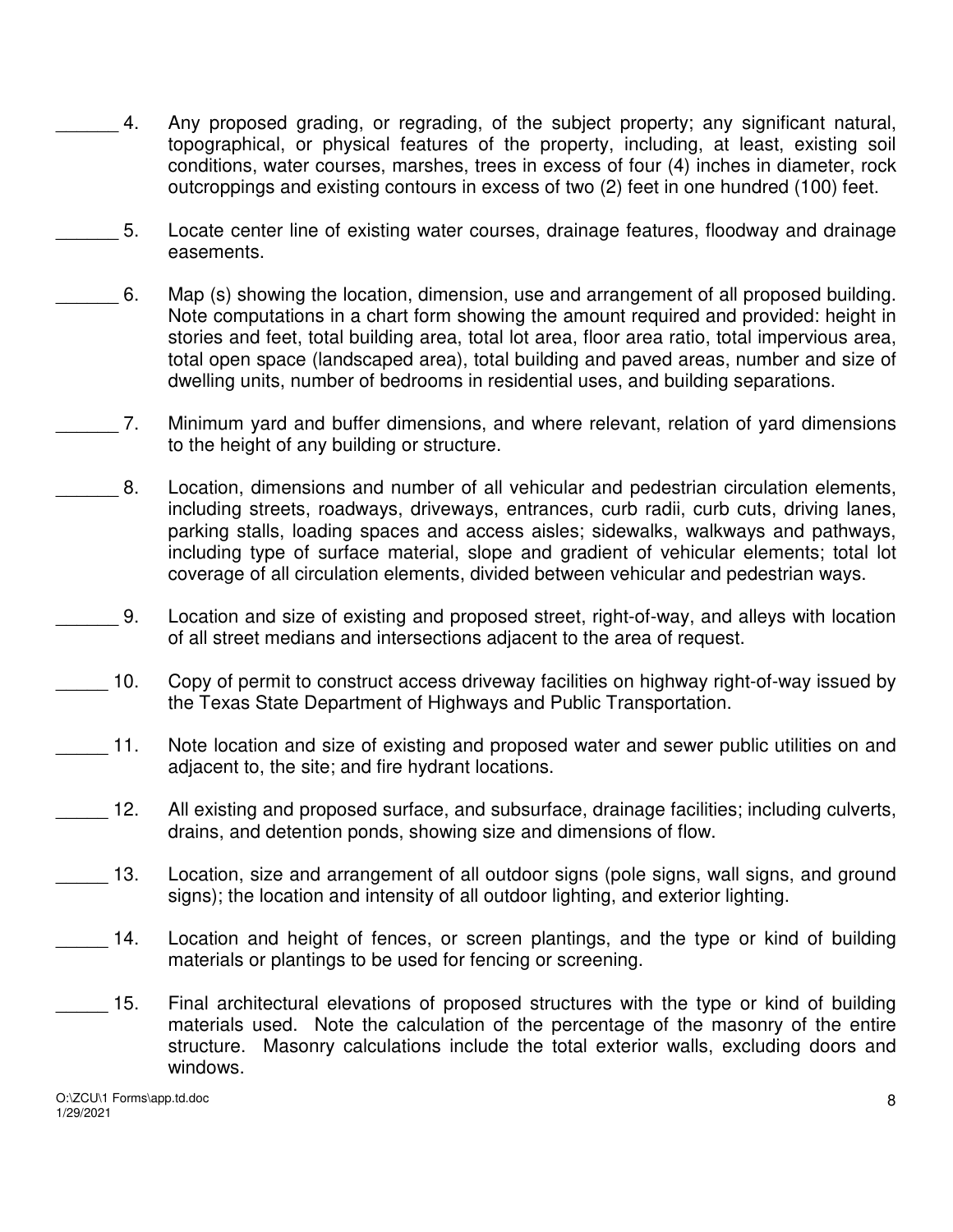______ 4. Any proposed grading, or regrading, of the subject property; any significant natural, topographical, or physical features of the property, including, at least, existing soil conditions, water courses, marshes, trees in excess of four (4) inches in diameter, rock outcroppings and existing contours in excess of two (2) feet in one hundred (100) feet.

______ 5. Locate center line of existing water courses, drainage features, floodway and drainage easements.

______ 6. Map (s) showing the location, dimension, use and arrangement of all proposed building. Note computations in a chart form showing the amount required and provided: height in stories and feet, total building area, total lot area, floor area ratio, total impervious area, total open space (landscaped area), total building and paved areas, number and size of dwelling units, number of bedrooms in residential uses, and building separations.

______ 7. Minimum yard and buffer dimensions, and where relevant, relation of yard dimensions to the height of any building or structure.

______ 8. Location, dimensions and number of all vehicular and pedestrian circulation elements, including streets, roadways, driveways, entrances, curb radii, curb cuts, driving lanes, parking stalls, loading spaces and access aisles; sidewalks, walkways and pathways, including type of surface material, slope and gradient of vehicular elements; total lot coverage of all circulation elements, divided between vehicular and pedestrian ways.

______ 9. Location and size of existing and proposed street, right-of-way, and alleys with location of all street medians and intersections adjacent to the area of request.

_____ 10. Copy of permit to construct access driveway facilities on highway right-of-way issued by the Texas State Department of Highways and Public Transportation.

_____ 11. Note location and size of existing and proposed water and sewer public utilities on and adjacent to, the site; and fire hydrant locations.

_____ 12. All existing and proposed surface, and subsurface, drainage facilities; including culverts, drains, and detention ponds, showing size and dimensions of flow.

_____ 13. Location, size and arrangement of all outdoor signs (pole signs, wall signs, and ground signs); the location and intensity of all outdoor lighting, and exterior lighting.

_____ 14. Location and height of fences, or screen plantings, and the type or kind of building materials or plantings to be used for fencing or screening.

_____ 15. Final architectural elevations of proposed structures with the type or kind of building materials used. Note the calculation of the percentage of the masonry of the entire structure. Masonry calculations include the total exterior walls, excluding doors and windows.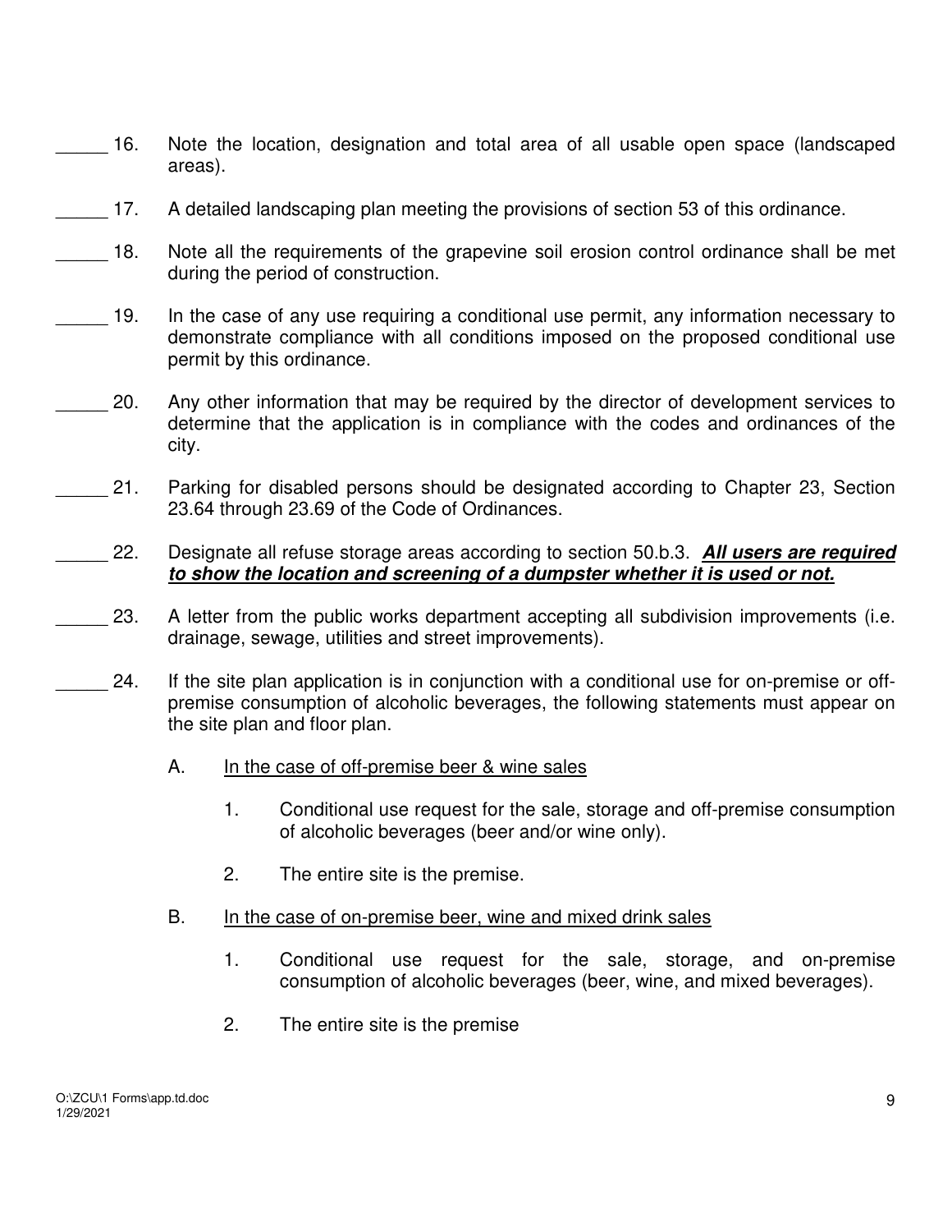_____ 16. Note the location, designation and total area of all usable open space (landscaped areas).

_____ 17. A detailed landscaping plan meeting the provisions of section 53 of this ordinance.

_____ 18. Note all the requirements of the grapevine soil erosion control ordinance shall be met during the period of construction.

_____ 19. In the case of any use requiring a conditional use permit, any information necessary to demonstrate compliance with all conditions imposed on the proposed conditional use permit by this ordinance.

_____ 20. Any other information that may be required by the director of development services to determine that the application is in compliance with the codes and ordinances of the city.

_____ 21. Parking for disabled persons should be designated according to Chapter 23, Section 23.64 through 23.69 of the Code of Ordinances.

_____ 22. Designate all refuse storage areas according to section 50.b.3. ***<u>All users are required to show the location and screening of a dumpster whether it is used or not.</u>***

_____ 23. A letter from the public works department accepting all subdivision improvements (i.e. drainage, sewage, utilities and street improvements).

_____ 24. If the site plan application is in conjunction with a conditional use for on-premise or off-premise consumption of alcoholic beverages, the following statements must appear on the site plan and floor plan.

A. <u>In the case of off-premise beer & wine sales</u>

1. Conditional use request for the sale, storage and off-premise consumption of alcoholic beverages (beer and/or wine only).

2. The entire site is the premise.

B. <u>In the case of on-premise beer, wine and mixed drink sales</u>

1. Conditional use request for the sale, storage, and on-premise consumption of alcoholic beverages (beer, wine, and mixed beverages).

2. The entire site is the premise

O:\ZCU\1 Forms\app.td.doc
1/29/2021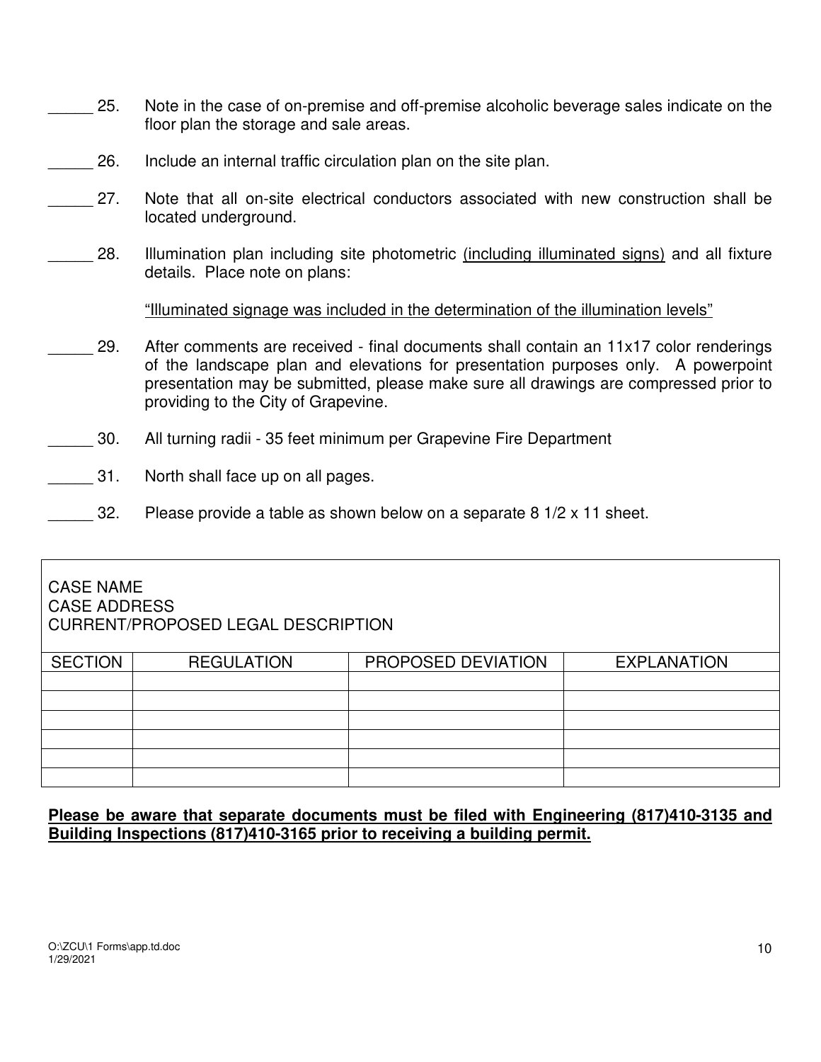_____ 25. Note in the case of on-premise and off-premise alcoholic beverage sales indicate on the floor plan the storage and sale areas.

_____ 26. Include an internal traffic circulation plan on the site plan.

_____ 27. Note that all on-site electrical conductors associated with new construction shall be located underground.

_____ 28. Illumination plan including site photometric <u>(including illuminated signs)</u> and all fixture details. Place note on plans:

<u>"Illuminated signage was included in the determination of the illumination levels"</u>

_____ 29. After comments are received - final documents shall contain an 11x17 color renderings of the landscape plan and elevations for presentation purposes only. A powerpoint presentation may be submitted, please make sure all drawings are compressed prior to providing to the City of Grapevine.

_____ 30. All turning radii - 35 feet minimum per Grapevine Fire Department

_____ 31. North shall face up on all pages.

_____ 32. Please provide a table as shown below on a separate 8 1/2 x 11 sheet.

CASE NAME
CASE ADDRESS
CURRENT/PROPOSED LEGAL DESCRIPTION

| SECTION | REGULATION | PROPOSED DEVIATION | EXPLANATION |
|---|---|---|---|
| | | | |
| | | | |
| | | | |
| | | | |
| | | | |
| | | | |

**<u>Please be aware that separate documents must be filed with Engineering (817)410-3135 and Building Inspections (817)410-3165 prior to receiving a building permit.</u>**

O:\ZCU\1 Forms\app.td.doc
1/29/2021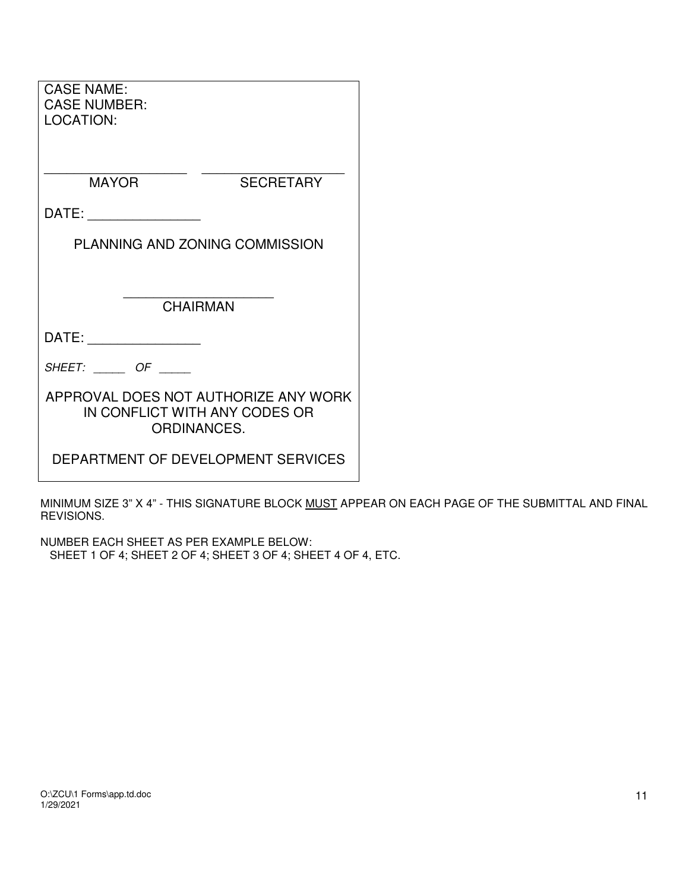CASE NAME:
CASE NUMBER:
LOCATION:

\_\_\_\_\_\_\_\_\_\_\_\_\_\_\_\_\_\_\_\_ \_\_\_\_\_\_\_\_\_\_\_\_\_\_\_\_\_\_\_\_
MAYOR SECRETARY

DATE: \_\_\_\_\_\_\_\_\_\_\_\_\_\_\_

PLANNING AND ZONING COMMISSION

\_\_\_\_\_\_\_\_\_\_\_\_\_\_\_\_\_\_\_\_
CHAIRMAN

DATE: \_\_\_\_\_\_\_\_\_\_\_\_\_\_\_

*SHEET: \_\_\_\_\_ OF \_\_\_\_\_*

APPROVAL DOES NOT AUTHORIZE ANY WORK IN CONFLICT WITH ANY CODES OR ORDINANCES.

DEPARTMENT OF DEVELOPMENT SERVICES

MINIMUM SIZE 3" X 4" - THIS SIGNATURE BLOCK <u>MUST</u> APPEAR ON EACH PAGE OF THE SUBMITTAL AND FINAL REVISIONS.

NUMBER EACH SHEET AS PER EXAMPLE BELOW:
SHEET 1 OF 4; SHEET 2 OF 4; SHEET 3 OF 4; SHEET 4 OF 4, ETC.

O:\ZCU\1 Forms\app.td.doc
1/29/2021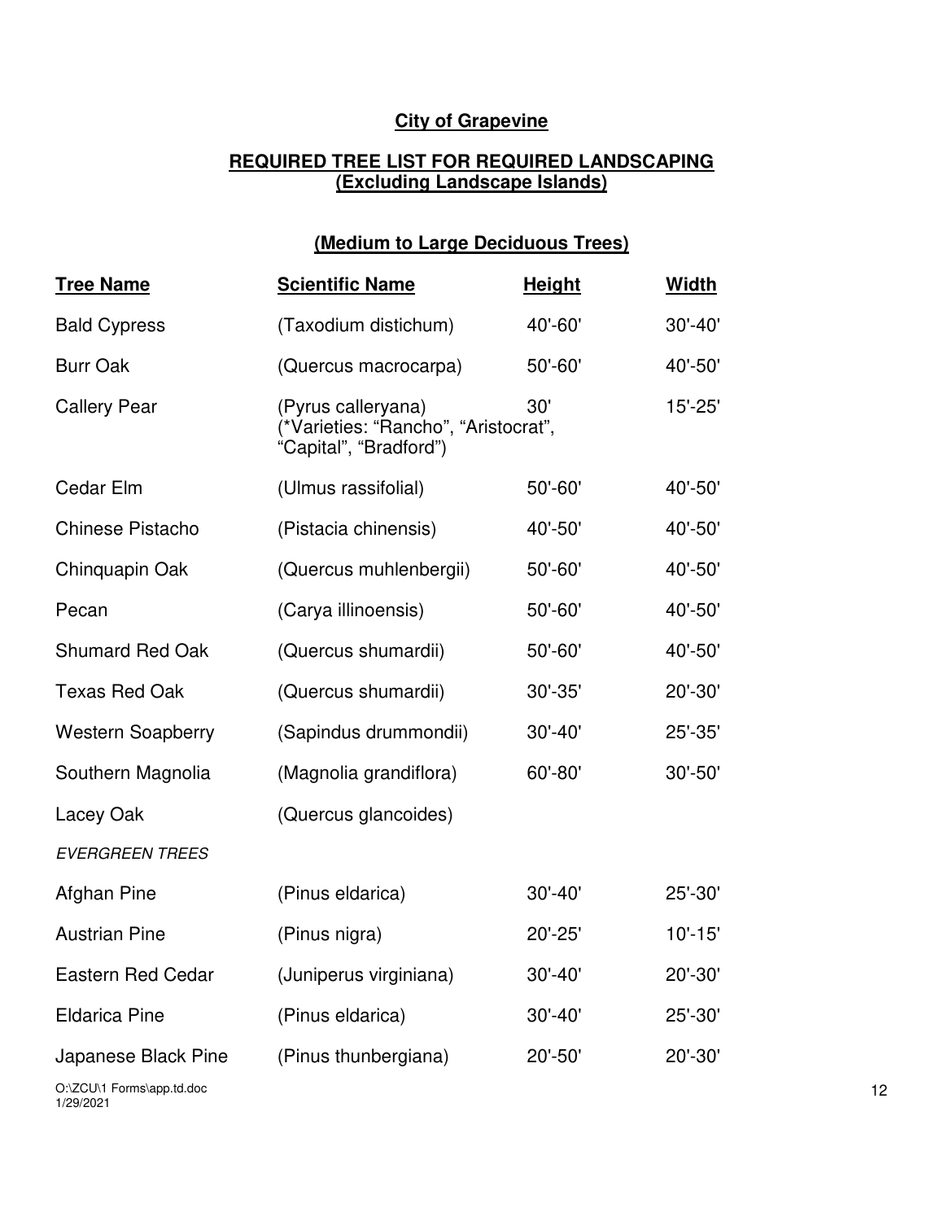# City of Grapevine

## REQUIRED TREE LIST FOR REQUIRED LANDSCAPING (Excluding Landscape Islands)

### (Medium to Large Deciduous Trees)

| Tree Name | Scientific Name | Height | Width |
|---|---|---|---|
| Bald Cypress | (Taxodium distichum) | 40'-60' | 30'-40' |
| Burr Oak | (Quercus macrocarpa) | 50'-60' | 40'-50' |
| Callery Pear | (Pyrus calleryana) (*Varieties: "Rancho", "Aristocrat", "Capital", "Bradford") | 30' | 15'-25' |
| Cedar Elm | (Ulmus rassifolial) | 50'-60' | 40'-50' |
| Chinese Pistacho | (Pistacia chinensis) | 40'-50' | 40'-50' |
| Chinquapin Oak | (Quercus muhlenbergii) | 50'-60' | 40'-50' |
| Pecan | (Carya illinoensis) | 50'-60' | 40'-50' |
| Shumard Red Oak | (Quercus shumardii) | 50'-60' | 40'-50' |
| Texas Red Oak | (Quercus shumardii) | 30'-35' | 20'-30' |
| Western Soapberry | (Sapindus drummondii) | 30'-40' | 25'-35' |
| Southern Magnolia | (Magnolia grandiflora) | 60'-80' | 30'-50' |
| Lacey Oak | (Quercus glancoides) | | |
| *EVERGREEN TREES* | | | |
| Afghan Pine | (Pinus eldarica) | 30'-40' | 25'-30' |
| Austrian Pine | (Pinus nigra) | 20'-25' | 10'-15' |
| Eastern Red Cedar | (Juniperus virginiana) | 30'-40' | 20'-30' |
| Eldarica Pine | (Pinus eldarica) | 30'-40' | 25'-30' |
| Japanese Black Pine | (Pinus thunbergiana) | 20'-50' | 20'-30' |

O:\ZCU\1 Forms\app.td.doc
1/29/2021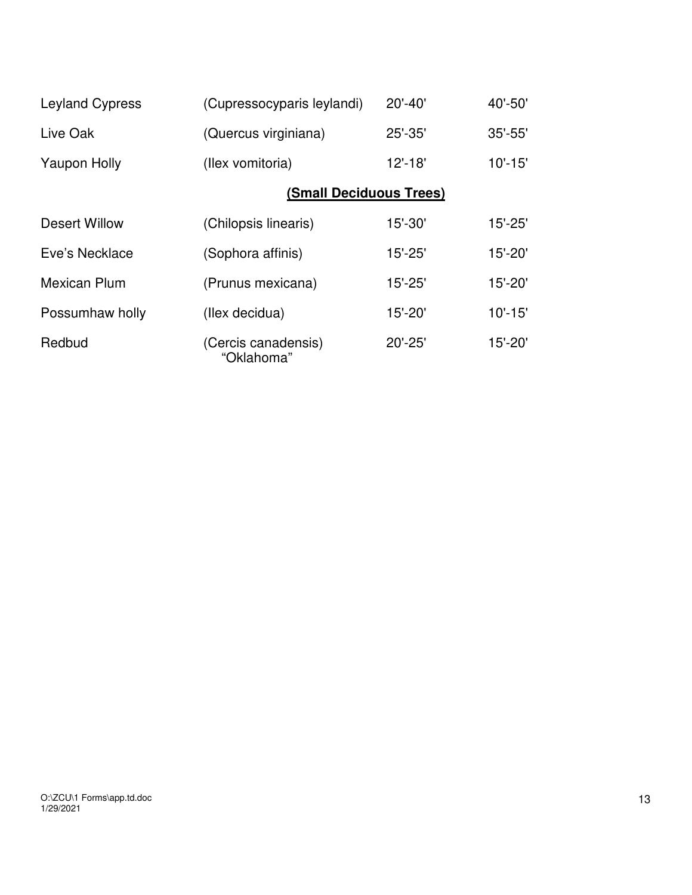| | | | |
|---|---|---|---|
| Leyland Cypress | (Cupressocyparis leylandi) | 20'-40' | 40'-50' |
| Live Oak | (Quercus virginiana) | 25'-35' | 35'-55' |
| Yaupon Holly | (Ilex vomitoria) | 12'-18' | 10'-15' |

**(Small Deciduous Trees)**

| | | | |
|---|---|---|---|
| Desert Willow | (Chilopsis linearis) | 15'-30' | 15'-25' |
| Eve's Necklace | (Sophora affinis) | 15'-25' | 15'-20' |
| Mexican Plum | (Prunus mexicana) | 15'-25' | 15'-20' |
| Possumhaw holly | (Ilex decidua) | 15'-20' | 10'-15' |
| Redbud | (Cercis canadensis) "Oklahoma" | 20'-25' | 15'-20' |

O:\ZCU\1 Forms\app.td.doc
1/29/2021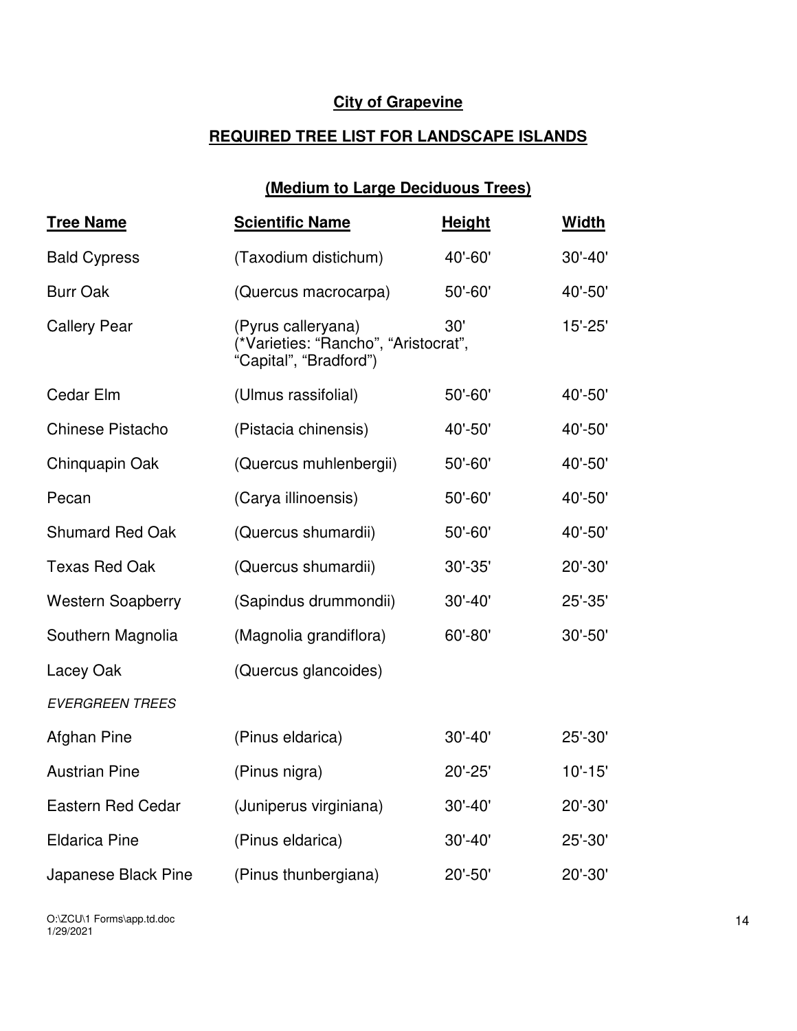**City of Grapevine**

**REQUIRED TREE LIST FOR LANDSCAPE ISLANDS**

**(Medium to Large Deciduous Trees)**

| Tree Name | Scientific Name | Height | Width |
|---|---|---|---|
| Bald Cypress | (Taxodium distichum) | 40'-60' | 30'-40' |
| Burr Oak | (Quercus macrocarpa) | 50'-60' | 40'-50' |
| Callery Pear | (Pyrus calleryana) (*Varieties: "Rancho", "Aristocrat", "Capital", "Bradford") | 30' | 15'-25' |
| Cedar Elm | (Ulmus rassifolial) | 50'-60' | 40'-50' |
| Chinese Pistacho | (Pistacia chinensis) | 40'-50' | 40'-50' |
| Chinquapin Oak | (Quercus muhlenbergii) | 50'-60' | 40'-50' |
| Pecan | (Carya illinoensis) | 50'-60' | 40'-50' |
| Shumard Red Oak | (Quercus shumardii) | 50'-60' | 40'-50' |
| Texas Red Oak | (Quercus shumardii) | 30'-35' | 20'-30' |
| Western Soapberry | (Sapindus drummondii) | 30'-40' | 25'-35' |
| Southern Magnolia | (Magnolia grandiflora) | 60'-80' | 30'-50' |
| Lacey Oak | (Quercus glancoides) | | |
| *EVERGREEN TREES* | | | |
| Afghan Pine | (Pinus eldarica) | 30'-40' | 25'-30' |
| Austrian Pine | (Pinus nigra) | 20'-25' | 10'-15' |
| Eastern Red Cedar | (Juniperus virginiana) | 30'-40' | 20'-30' |
| Eldarica Pine | (Pinus eldarica) | 30'-40' | 25'-30' |
| Japanese Black Pine | (Pinus thunbergiana) | 20'-50' | 20'-30' |

O:\ZCU\1 Forms\app.td.doc
1/29/2021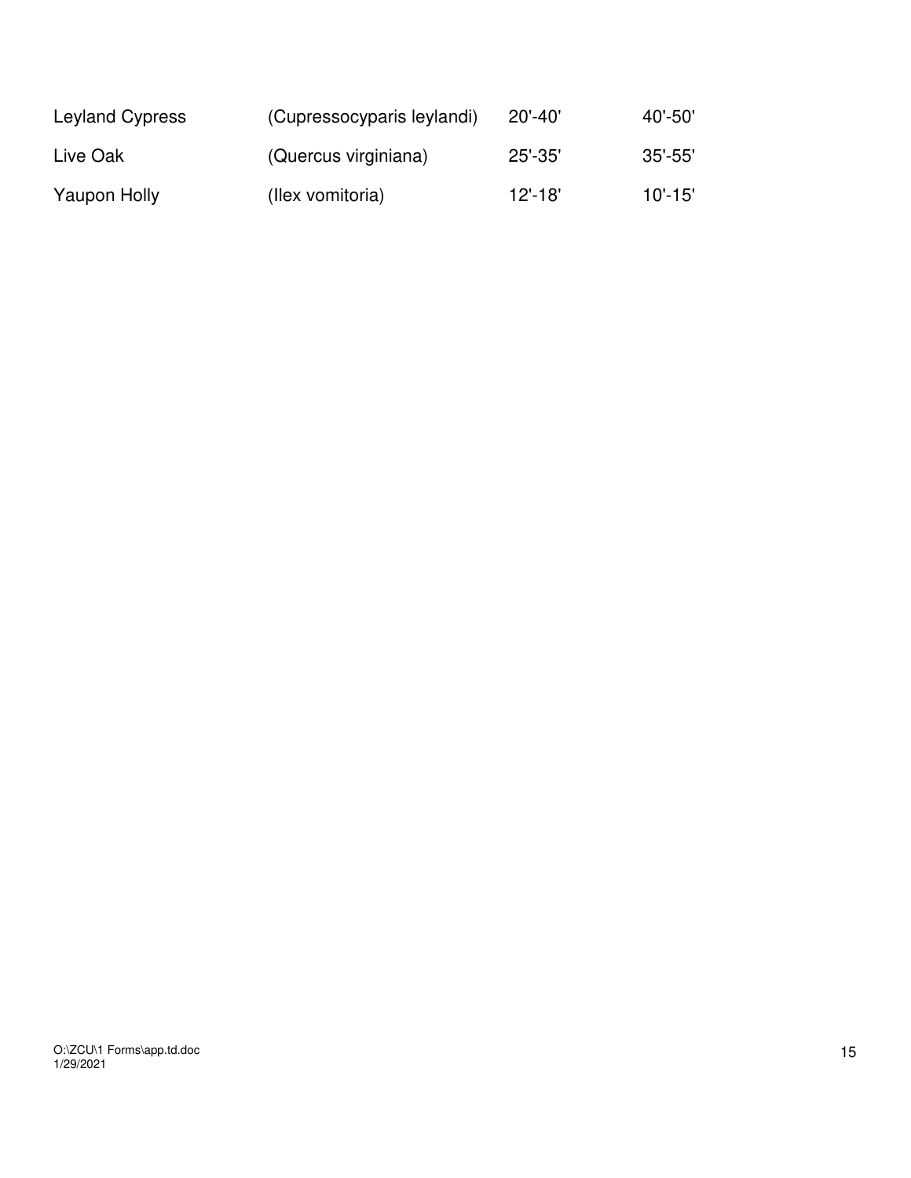| | | | |
|---|---|---|---|
| Leyland Cypress | (Cupressocyparis leylandi) | 20'-40' | 40'-50' |
| Live Oak | (Quercus virginiana) | 25'-35' | 35'-55' |
| Yaupon Holly | (Ilex vomitoria) | 12'-18' | 10'-15' |

O:\ZCU\1 Forms\app.td.doc
1/29/2021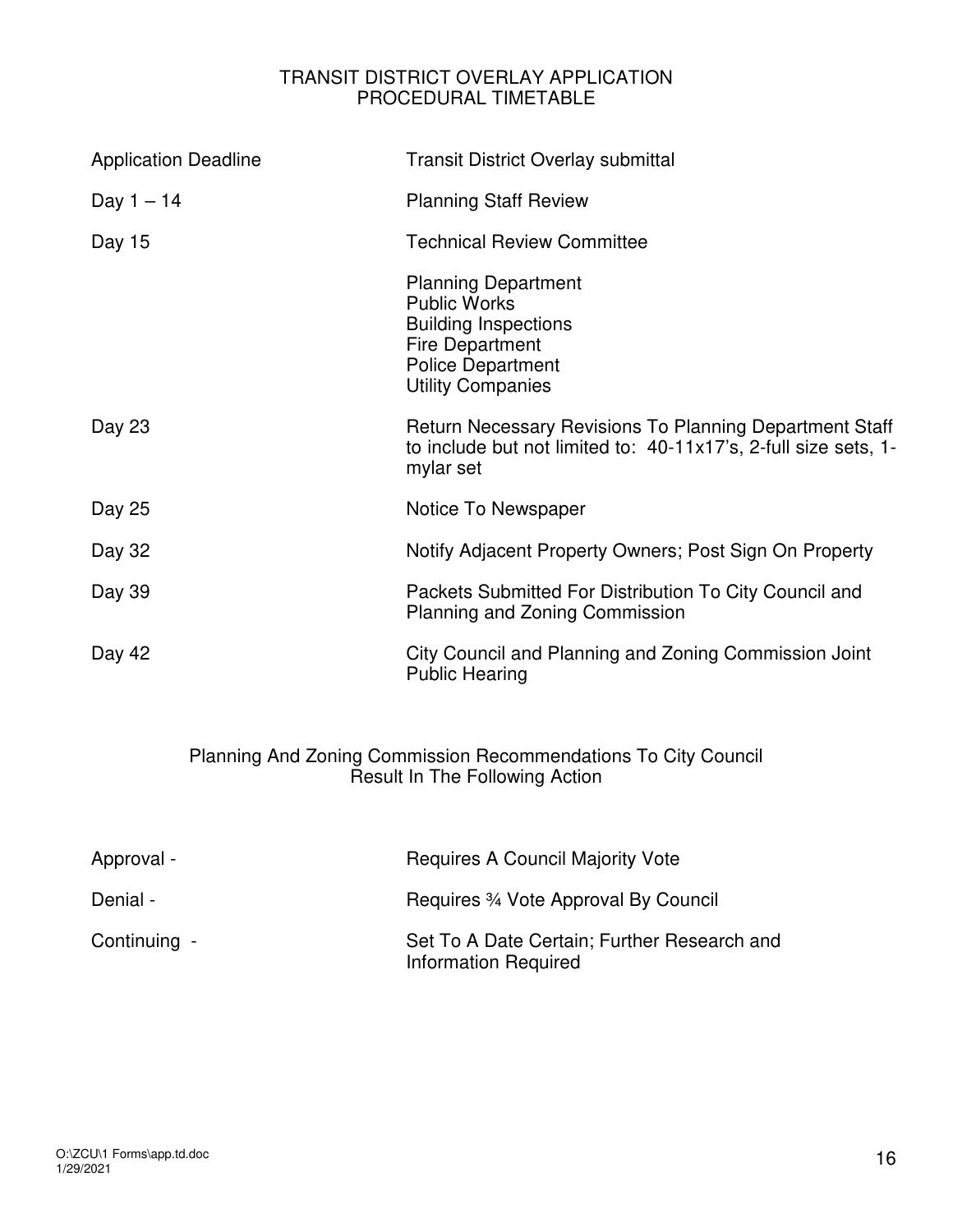# TRANSIT DISTRICT OVERLAY APPLICATION
## PROCEDURAL TIMETABLE

| | |
|---|---|
| Application Deadline | Transit District Overlay submittal |
| Day 1 – 14 | Planning Staff Review |
| Day 15 | Technical Review Committee<br><br>Planning Department<br>Public Works<br>Building Inspections<br>Fire Department<br>Police Department<br>Utility Companies |
| Day 23 | Return Necessary Revisions To Planning Department Staff to include but not limited to: 40-11x17's, 2-full size sets, 1-mylar set |
| Day 25 | Notice To Newspaper |
| Day 32 | Notify Adjacent Property Owners; Post Sign On Property |
| Day 39 | Packets Submitted For Distribution To City Council and Planning and Zoning Commission |
| Day 42 | City Council and Planning and Zoning Commission Joint Public Hearing |

## Planning And Zoning Commission Recommendations To City Council Result In The Following Action

| | |
|---|---|
| Approval - | Requires A Council Majority Vote |
| Denial - | Requires ¾ Vote Approval By Council |
| Continuing - | Set To A Date Certain; Further Research and Information Required |

O:\ZCU\1 Forms\app.td.doc
1/29/2021